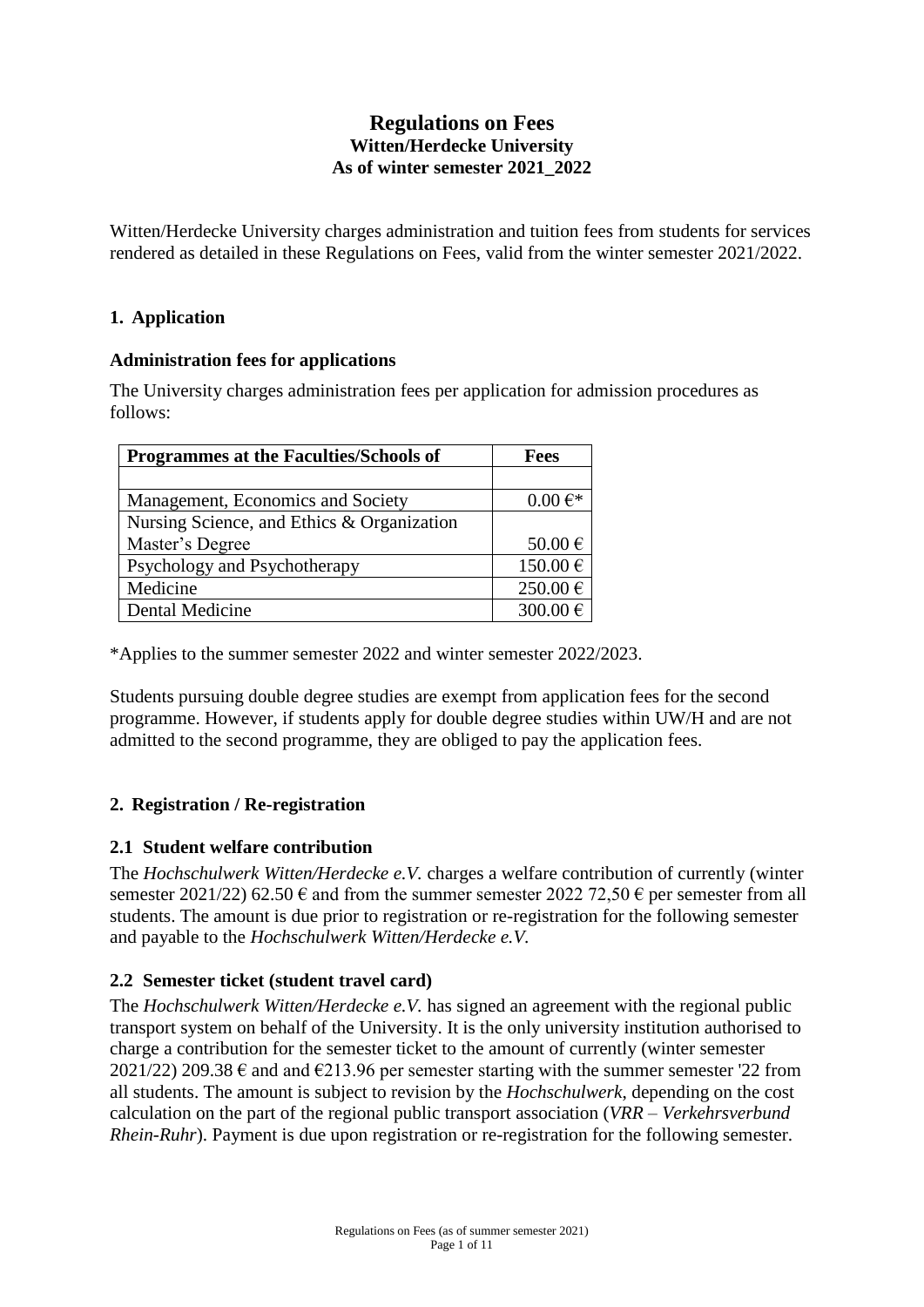# Regulations on Fees
## Witten/Herdecke University
## As of winter semester 2021_2022

Witten/Herdecke University charges administration and tuition fees from students for services rendered as detailed in these Regulations on Fees, valid from the winter semester 2021/2022.

## 1. Application

### Administration fees for applications

The University charges administration fees per application for admission procedures as follows:

| Programmes at the Faculties/Schools of | Fees |
|---|---|
| | |
| Management, Economics and Society | 0.00 €* |
| Nursing Science, and Ethics & Organization Master's Degree | 50.00 € |
| Psychology and Psychotherapy | 150.00 € |
| Medicine | 250.00 € |
| Dental Medicine | 300.00 € |

*Applies to the summer semester 2022 and winter semester 2022/2023.

Students pursuing double degree studies are exempt from application fees for the second programme. However, if students apply for double degree studies within UW/H and are not admitted to the second programme, they are obliged to pay the application fees.

## 2. Registration / Re-registration

### 2.1 Student welfare contribution

The *Hochschulwerk Witten/Herdecke e.V.* charges a welfare contribution of currently (winter semester 2021/22) 62.50 € and from the summer semester 2022 72,50 € per semester from all students. The amount is due prior to registration or re-registration for the following semester and payable to the *Hochschulwerk Witten/Herdecke e.V.*

### 2.2 Semester ticket (student travel card)

The *Hochschulwerk Witten/Herdecke e.V.* has signed an agreement with the regional public transport system on behalf of the University. It is the only university institution authorised to charge a contribution for the semester ticket to the amount of currently (winter semester 2021/22) 209.38 € and and €213.96 per semester starting with the summer semester '22 from all students. The amount is subject to revision by the *Hochschulwerk*, depending on the cost calculation on the part of the regional public transport association (*VRR – Verkehrsverbund Rhein-Ruhr*). Payment is due upon registration or re-registration for the following semester.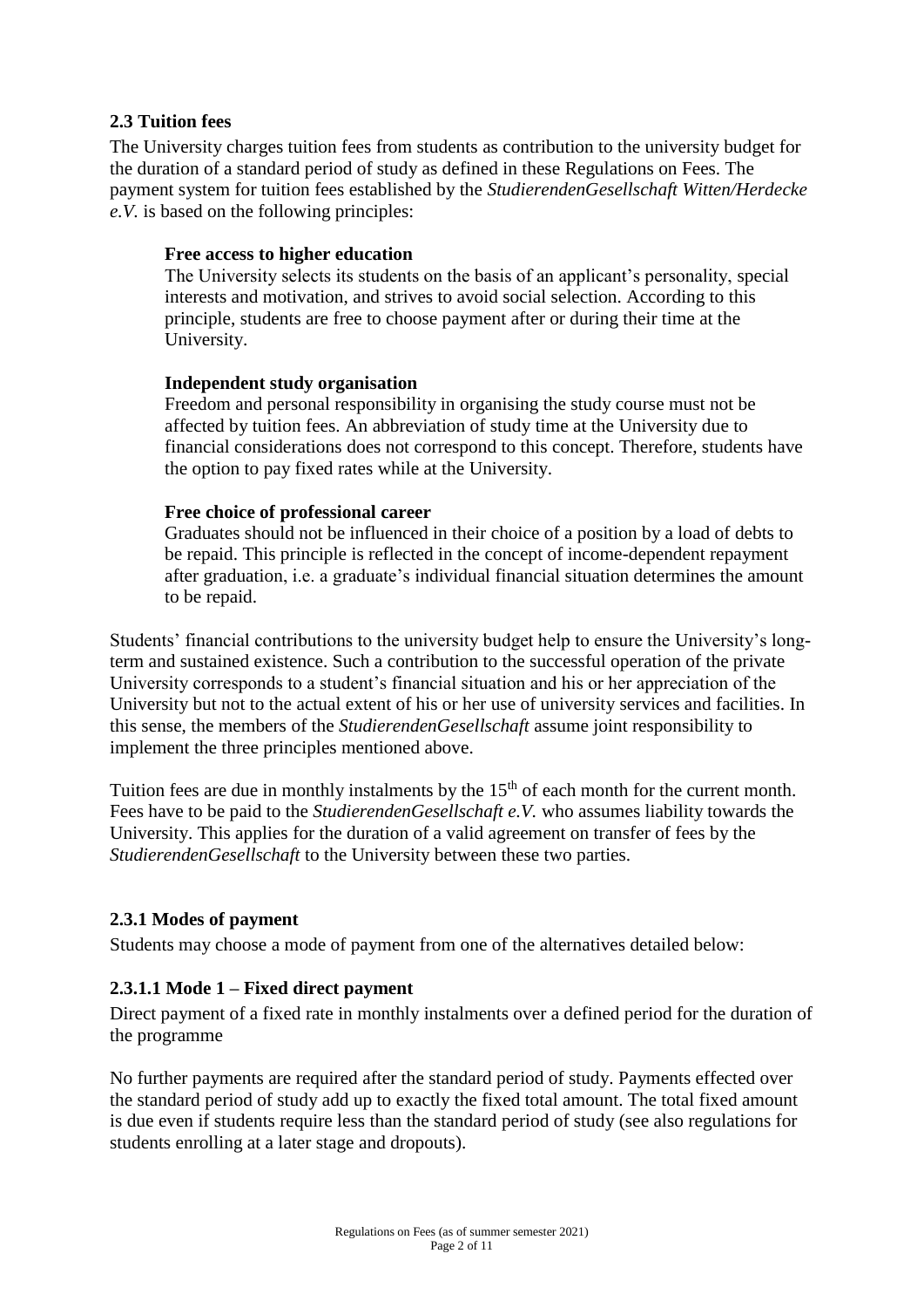## 2.3 Tuition fees

The University charges tuition fees from students as contribution to the university budget for the duration of a standard period of study as defined in these Regulations on Fees. The payment system for tuition fees established by the *StudierendenGesellschaft Witten/Herdecke e.V.* is based on the following principles:

**Free access to higher education**
The University selects its students on the basis of an applicant's personality, special interests and motivation, and strives to avoid social selection. According to this principle, students are free to choose payment after or during their time at the University.

**Independent study organisation**
Freedom and personal responsibility in organising the study course must not be affected by tuition fees. An abbreviation of study time at the University due to financial considerations does not correspond to this concept. Therefore, students have the option to pay fixed rates while at the University.

**Free choice of professional career**
Graduates should not be influenced in their choice of a position by a load of debts to be repaid. This principle is reflected in the concept of income-dependent repayment after graduation, i.e. a graduate's individual financial situation determines the amount to be repaid.

Students' financial contributions to the university budget help to ensure the University's long-term and sustained existence. Such a contribution to the successful operation of the private University corresponds to a student's financial situation and his or her appreciation of the University but not to the actual extent of his or her use of university services and facilities. In this sense, the members of the *StudierendenGesellschaft* assume joint responsibility to implement the three principles mentioned above.

Tuition fees are due in monthly instalments by the 15th of each month for the current month. Fees have to be paid to the *StudierendenGesellschaft e.V.* who assumes liability towards the University. This applies for the duration of a valid agreement on transfer of fees by the *StudierendenGesellschaft* to the University between these two parties.

### 2.3.1 Modes of payment

Students may choose a mode of payment from one of the alternatives detailed below:

#### 2.3.1.1 Mode 1 – Fixed direct payment

Direct payment of a fixed rate in monthly instalments over a defined period for the duration of the programme

No further payments are required after the standard period of study. Payments effected over the standard period of study add up to exactly the fixed total amount. The total fixed amount is due even if students require less than the standard period of study (see also regulations for students enrolling at a later stage and dropouts).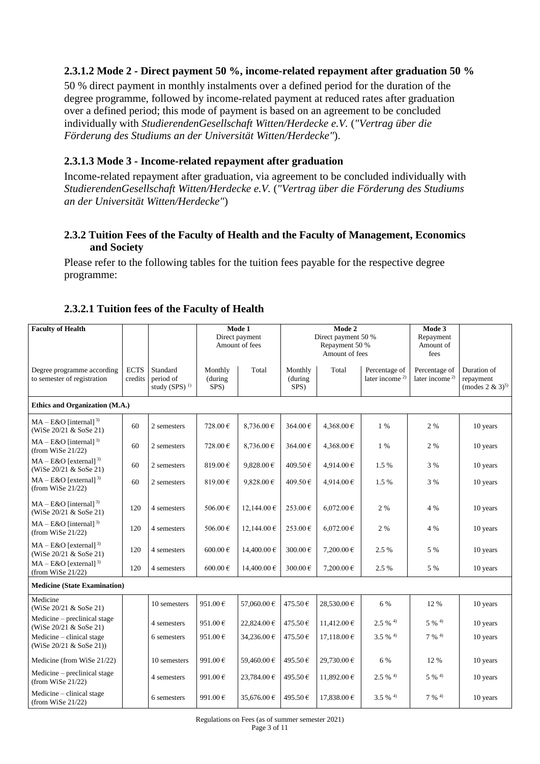### 2.3.1.2 Mode 2 - Direct payment 50 %, income-related repayment after graduation 50 %

50 % direct payment in monthly instalments over a defined period for the duration of the degree programme, followed by income-related payment at reduced rates after graduation over a defined period; this mode of payment is based on an agreement to be concluded individually with *StudierendenGesellschaft Witten/Herdecke e.V.* (*"Vertrag über die Förderung des Studiums an der Universität Witten/Herdecke"*).

### 2.3.1.3 Mode 3 - Income-related repayment after graduation

Income-related repayment after graduation, via agreement to be concluded individually with *StudierendenGesellschaft Witten/Herdecke e.V.* (*"Vertrag über die Förderung des Studiums an der Universität Witten/Herdecke"*)

## 2.3.2 Tuition Fees of the Faculty of Health and the Faculty of Management, Economics and Society

Please refer to the following tables for the tuition fees payable for the respective degree programme:

### 2.3.2.1 Tuition fees of the Faculty of Health

| **Faculty of Health** | | | **Mode 1** Direct payment Amount of fees | | **Mode 2** Direct payment 50 % Repayment 50 % Amount of fees | | | **Mode 3** Repayment Amount of fees | |
|---|---|---|---|---|---|---|---|---|---|
| Degree programme according to semester of registration | ECTS credits | Standard period of study (SPS) [1] | Monthly (during SPS) | Total | Monthly (during SPS) | Total | Percentage of later income [2] | Percentage of later income [2] | Duration of repayment (modes 2 & 3)[5] |
| **Ethics and Organization (M.A.)** | | | | | | | | | |
| MA – E&O [internal] [3] (WiSe 20/21 & SoSe 21) | 60 | 2 semesters | 728.00 € | 8,736.00 € | 364.00 € | 4,368.00 € | 1 % | 2 % | 10 years |
| MA – E&O [internal] [3] (from WiSe 21/22) | 60 | 2 semesters | 728.00 € | 8,736.00 € | 364.00 € | 4,368.00 € | 1 % | 2 % | 10 years |
| MA – E&O [external] [3] (WiSe 20/21 & SoSe 21) | 60 | 2 semesters | 819.00 € | 9,828.00 € | 409.50 € | 4,914.00 € | 1.5 % | 3 % | 10 years |
| MA – E&O [external] [3] (from WiSe 21/22) | 60 | 2 semesters | 819.00 € | 9,828.00 € | 409.50 € | 4,914.00 € | 1.5 % | 3 % | 10 years |
| MA – E&O [internal] [3] (WiSe 20/21 & SoSe 21) | 120 | 4 semesters | 506.00 € | 12,144.00 € | 253.00 € | 6,072.00 € | 2 % | 4 % | 10 years |
| MA – E&O [internal] [3] (from WiSe 21/22) | 120 | 4 semesters | 506.00 € | 12,144.00 € | 253.00 € | 6,072.00 € | 2 % | 4 % | 10 years |
| MA – E&O [external] [3] (WiSe 20/21 & SoSe 21) | 120 | 4 semesters | 600.00 € | 14,400.00 € | 300.00 € | 7,200.00 € | 2.5 % | 5 % | 10 years |
| MA – E&O [external] [3] (from WiSe 21/22) | 120 | 4 semesters | 600.00 € | 14,400.00 € | 300.00 € | 7,200.00 € | 2.5 % | 5 % | 10 years |
| **Medicine (State Examination)** | | | | | | | | | |
| Medicine (WiSe 20/21 & SoSe 21) | | 10 semesters | 951.00 € | 57,060.00 € | 475.50 € | 28,530.00 € | 6 % | 12 % | 10 years |
| Medicine – preclinical stage (WiSe 20/21 & SoSe 21) | | 4 semesters | 951.00 € | 22,824.00 € | 475.50 € | 11,412.00 € | 2.5 % [4] | 5 % [4] | 10 years |
| Medicine – clinical stage (WiSe 20/21 & SoSe 21)) | | 6 semesters | 951.00 € | 34,236.00 € | 475.50 € | 17,118.00 € | 3.5 % [4] | 7 % [4] | 10 years |
| Medicine (from WiSe 21/22) | | 10 semesters | 991.00 € | 59,460.00 € | 495.50 € | 29,730.00 € | 6 % | 12 % | 10 years |
| Medicine – preclinical stage (from WiSe 21/22) | | 4 semesters | 991.00 € | 23,784.00 € | 495.50 € | 11,892.00 € | 2.5 % [4] | 5 % [4] | 10 years |
| Medicine – clinical stage (from WiSe 21/22) | | 6 semesters | 991.00 € | 35,676.00 € | 495.50 € | 17,838.00 € | 3.5 % [4] | 7 % [4] | 10 years |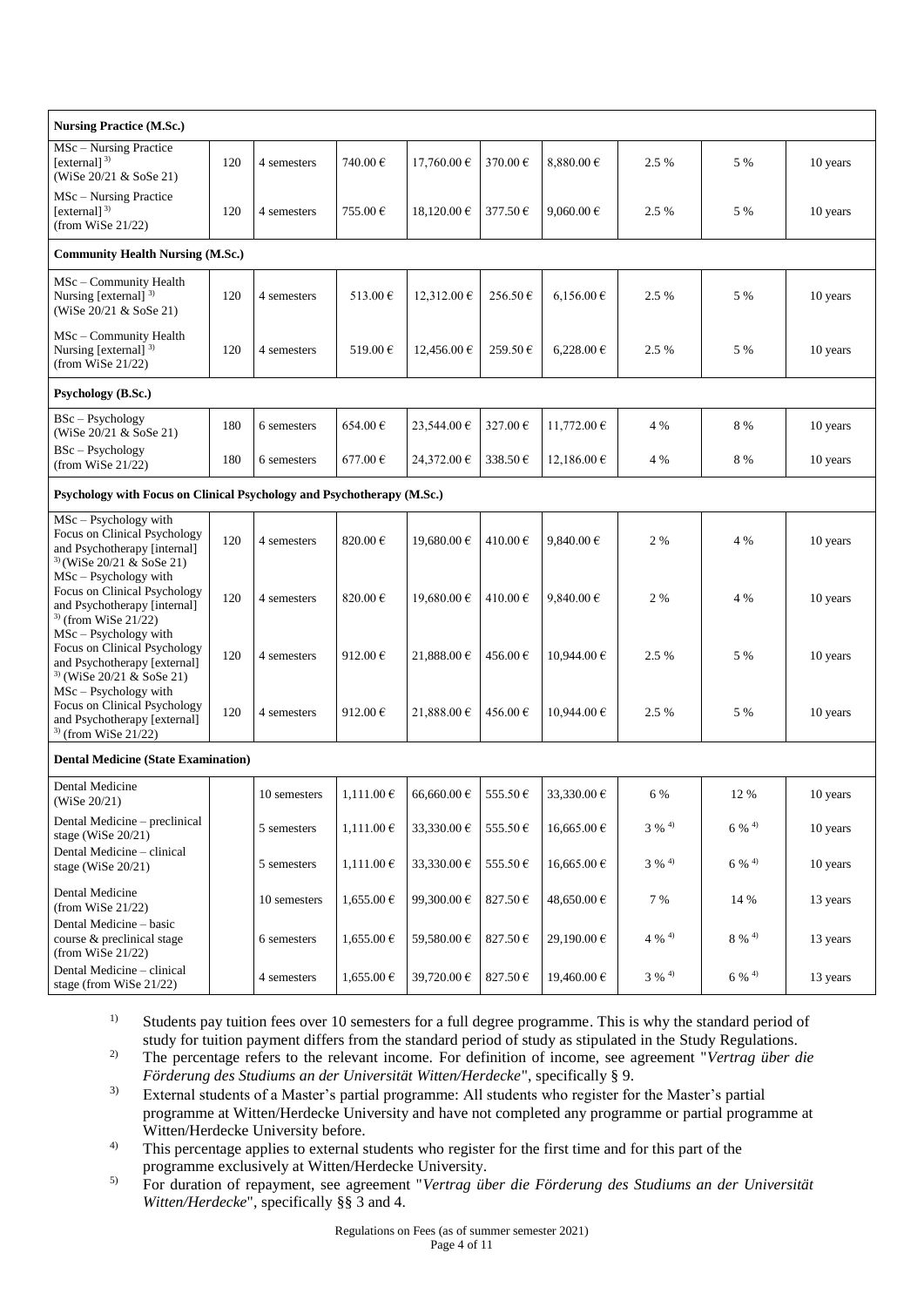| | | | | | | | | | |
|---|---|---|---|---|---|---|---|---|---|
| **Nursing Practice (M.Sc.)** | | | | | | | | | |
| MSc – Nursing Practice [external] [3] (WiSe 20/21 & SoSe 21) | 120 | 4 semesters | 740.00 € | 17,760.00 € | 370.00 € | 8,880.00 € | 2.5 % | 5 % | 10 years |
| MSc – Nursing Practice [external] [3] (from WiSe 21/22) | 120 | 4 semesters | 755.00 € | 18,120.00 € | 377.50 € | 9,060.00 € | 2.5 % | 5 % | 10 years |
| **Community Health Nursing (M.Sc.)** | | | | | | | | | |
| MSc – Community Health Nursing [external] [3] (WiSe 20/21 & SoSe 21) | 120 | 4 semesters | 513.00 € | 12,312.00 € | 256.50 € | 6,156.00 € | 2.5 % | 5 % | 10 years |
| MSc – Community Health Nursing [external] [3] (from WiSe 21/22) | 120 | 4 semesters | 519.00 € | 12,456.00 € | 259.50 € | 6,228.00 € | 2.5 % | 5 % | 10 years |
| **Psychology (B.Sc.)** | | | | | | | | | |
| BSc – Psychology (WiSe 20/21 & SoSe 21) | 180 | 6 semesters | 654.00 € | 23,544.00 € | 327.00 € | 11,772.00 € | 4 % | 8 % | 10 years |
| BSc – Psychology (from WiSe 21/22) | 180 | 6 semesters | 677.00 € | 24,372.00 € | 338.50 € | 12,186.00 € | 4 % | 8 % | 10 years |
| **Psychology with Focus on Clinical Psychology and Psychotherapy (M.Sc.)** | | | | | | | | | |
| MSc – Psychology with Focus on Clinical Psychology and Psychotherapy [internal] [3] (WiSe 20/21 & SoSe 21) | 120 | 4 semesters | 820.00 € | 19,680.00 € | 410.00 € | 9,840.00 € | 2 % | 4 % | 10 years |
| MSc – Psychology with Focus on Clinical Psychology and Psychotherapy [internal] [3] (from WiSe 21/22) | 120 | 4 semesters | 820.00 € | 19,680.00 € | 410.00 € | 9,840.00 € | 2 % | 4 % | 10 years |
| MSc – Psychology with Focus on Clinical Psychology and Psychotherapy [external] [3] (WiSe 20/21 & SoSe 21) | 120 | 4 semesters | 912.00 € | 21,888.00 € | 456.00 € | 10,944.00 € | 2.5 % | 5 % | 10 years |
| MSc – Psychology with Focus on Clinical Psychology and Psychotherapy [external] [3] (from WiSe 21/22) | 120 | 4 semesters | 912.00 € | 21,888.00 € | 456.00 € | 10,944.00 € | 2.5 % | 5 % | 10 years |
| **Dental Medicine (State Examination)** | | | | | | | | | |
| Dental Medicine (WiSe 20/21) | | 10 semesters | 1,111.00 € | 66,660.00 € | 555.50 € | 33,330.00 € | 6 % | 12 % | 10 years |
| Dental Medicine – preclinical stage (WiSe 20/21) | | 5 semesters | 1,111.00 € | 33,330.00 € | 555.50 € | 16,665.00 € | 3 % [4] | 6 % [4] | 10 years |
| Dental Medicine – clinical stage (WiSe 20/21) | | 5 semesters | 1,111.00 € | 33,330.00 € | 555.50 € | 16,665.00 € | 3 % [4] | 6 % [4] | 10 years |
| Dental Medicine (from WiSe 21/22) | | 10 semesters | 1,655.00 € | 99,300.00 € | 827.50 € | 48,650.00 € | 7 % | 14 % | 13 years |
| Dental Medicine – basic course & preclinical stage (from WiSe 21/22) | | 6 semesters | 1,655.00 € | 59,580.00 € | 827.50 € | 29,190.00 € | 4 % [4] | 8 % [4] | 13 years |
| Dental Medicine – clinical stage (from WiSe 21/22) | | 4 semesters | 1,655.00 € | 39,720.00 € | 827.50 € | 19,460.00 € | 3 % [4] | 6 % [4] | 13 years |

[1] Students pay tuition fees over 10 semesters for a full degree programme. This is why the standard period of study for tuition payment differs from the standard period of study as stipulated in the Study Regulations.

[2] The percentage refers to the relevant income. For definition of income, see agreement "*Vertrag über die Förderung des Studiums an der Universität Witten/Herdecke*", specifically § 9.

[3] External students of a Master's partial programme: All students who register for the Master's partial programme at Witten/Herdecke University and have not completed any programme or partial programme at Witten/Herdecke University before.

[4] This percentage applies to external students who register for the first time and for this part of the programme exclusively at Witten/Herdecke University.

[5] For duration of repayment, see agreement "*Vertrag über die Förderung des Studiums an der Universität Witten/Herdecke*", specifically §§ 3 and 4.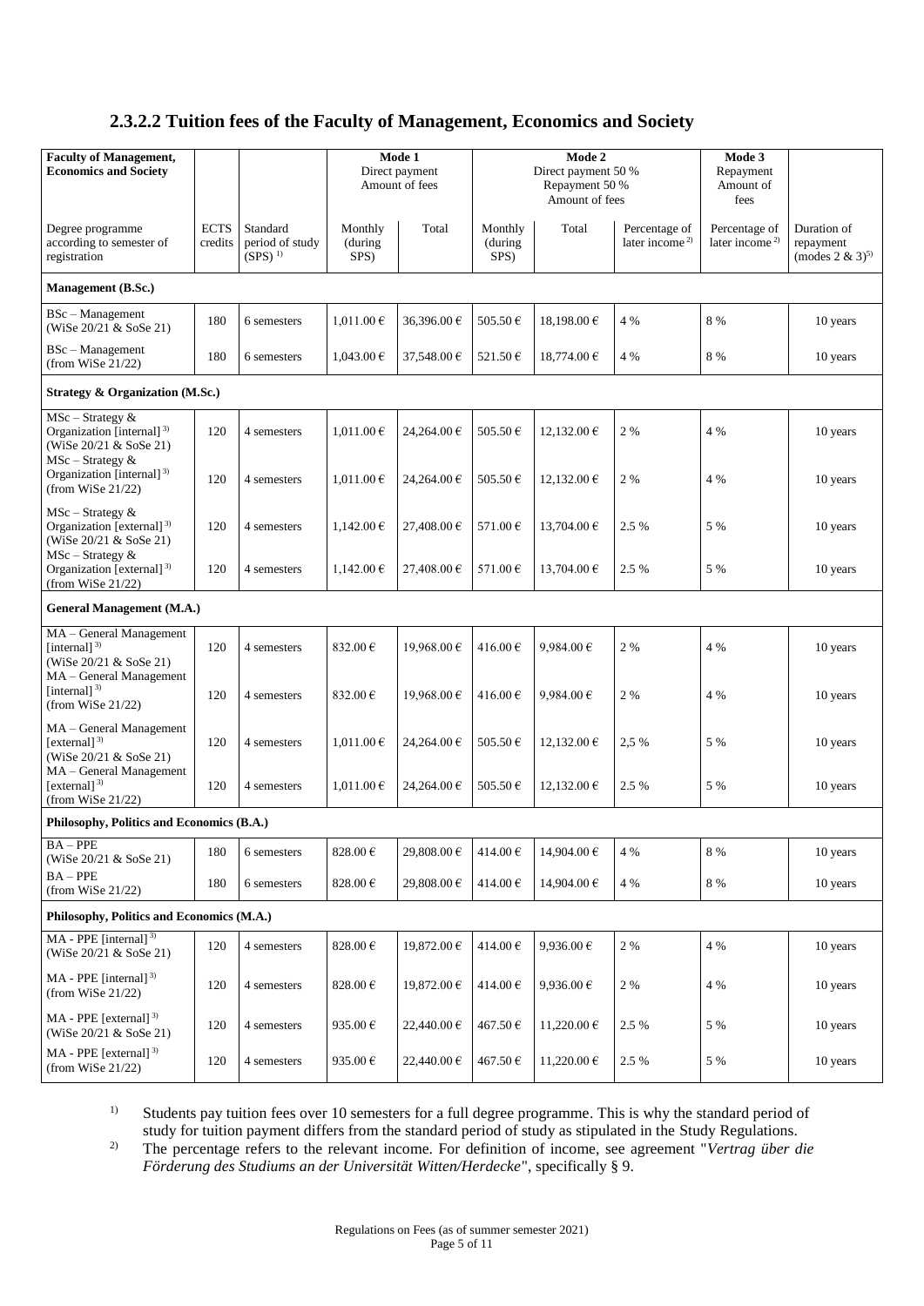## 2.3.2.2 Tuition fees of the Faculty of Management, Economics and Society

| Faculty of Management, Economics and Society | | | Mode 1 Direct payment Amount of fees | | Mode 2 Direct payment 50 % Repayment 50 % Amount of fees | | | Mode 3 Repayment Amount of fees | |
|---|---|---|---|---|---|---|---|---|---|
| Degree programme according to semester of registration | ECTS credits | Standard period of study (SPS) [1] | Monthly (during SPS) | Total | Monthly (during SPS) | Total | Percentage of later income [2] | Percentage of later income [2] | Duration of repayment (modes 2 & 3)[5] |
| **Management (B.Sc.)** | | | | | | | | | |
| BSc – Management (WiSe 20/21 & SoSe 21) | 180 | 6 semesters | 1,011.00 € | 36,396.00 € | 505.50 € | 18,198.00 € | 4 % | 8 % | 10 years |
| BSc – Management (from WiSe 21/22) | 180 | 6 semesters | 1,043.00 € | 37,548.00 € | 521.50 € | 18,774.00 € | 4 % | 8 % | 10 years |
| **Strategy & Organization (M.Sc.)** | | | | | | | | | |
| MSc – Strategy & Organization [internal] [3] (WiSe 20/21 & SoSe 21) | 120 | 4 semesters | 1,011.00 € | 24,264.00 € | 505.50 € | 12,132.00 € | 2 % | 4 % | 10 years |
| MSc – Strategy & Organization [internal] [3] (from WiSe 21/22) | 120 | 4 semesters | 1,011.00 € | 24,264.00 € | 505.50 € | 12,132.00 € | 2 % | 4 % | 10 years |
| MSc – Strategy & Organization [external] [3] (WiSe 20/21 & SoSe 21) | 120 | 4 semesters | 1,142.00 € | 27,408.00 € | 571.00 € | 13,704.00 € | 2.5 % | 5 % | 10 years |
| MSc – Strategy & Organization [external] [3] (from WiSe 21/22) | 120 | 4 semesters | 1,142.00 € | 27,408.00 € | 571.00 € | 13,704.00 € | 2.5 % | 5 % | 10 years |
| **General Management (M.A.)** | | | | | | | | | |
| MA – General Management [internal] [3] (WiSe 20/21 & SoSe 21) | 120 | 4 semesters | 832.00 € | 19,968.00 € | 416.00 € | 9,984.00 € | 2 % | 4 % | 10 years |
| MA – General Management [internal] [3] (from WiSe 21/22) | 120 | 4 semesters | 832.00 € | 19,968.00 € | 416.00 € | 9,984.00 € | 2 % | 4 % | 10 years |
| MA – General Management [external] [3] (WiSe 20/21 & SoSe 21) | 120 | 4 semesters | 1,011.00 € | 24,264.00 € | 505.50 € | 12,132.00 € | 2,5 % | 5 % | 10 years |
| MA – General Management [external] [3] (from WiSe 21/22) | 120 | 4 semesters | 1,011.00 € | 24,264.00 € | 505.50 € | 12,132.00 € | 2.5 % | 5 % | 10 years |
| **Philosophy, Politics and Economics (B.A.)** | | | | | | | | | |
| BA – PPE (WiSe 20/21 & SoSe 21) | 180 | 6 semesters | 828.00 € | 29,808.00 € | 414.00 € | 14,904.00 € | 4 % | 8 % | 10 years |
| BA – PPE (from WiSe 21/22) | 180 | 6 semesters | 828.00 € | 29,808.00 € | 414.00 € | 14,904.00 € | 4 % | 8 % | 10 years |
| **Philosophy, Politics and Economics (M.A.)** | | | | | | | | | |
| MA - PPE [internal] [3] (WiSe 20/21 & SoSe 21) | 120 | 4 semesters | 828.00 € | 19,872.00 € | 414.00 € | 9,936.00 € | 2 % | 4 % | 10 years |
| MA - PPE [internal] [3] (from WiSe 21/22) | 120 | 4 semesters | 828.00 € | 19,872.00 € | 414.00 € | 9,936.00 € | 2 % | 4 % | 10 years |
| MA - PPE [external] [3] (WiSe 20/21 & SoSe 21) | 120 | 4 semesters | 935.00 € | 22,440.00 € | 467.50 € | 11,220.00 € | 2.5 % | 5 % | 10 years |
| MA - PPE [external] [3] (from WiSe 21/22) | 120 | 4 semesters | 935.00 € | 22,440.00 € | 467.50 € | 11,220.00 € | 2.5 % | 5 % | 10 years |

1) Students pay tuition fees over 10 semesters for a full degree programme. This is why the standard period of study for tuition payment differs from the standard period of study as stipulated in the Study Regulations.

2) The percentage refers to the relevant income. For definition of income, see agreement "*Vertrag über die Förderung des Studiums an der Universität Witten/Herdecke*", specifically § 9.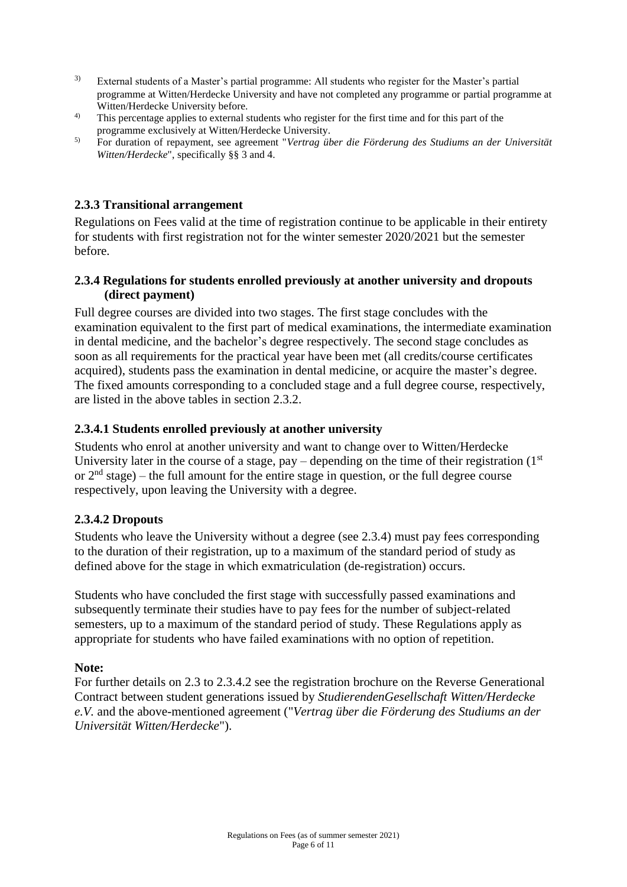[3] External students of a Master's partial programme: All students who register for the Master's partial programme at Witten/Herdecke University and have not completed any programme or partial programme at Witten/Herdecke University before.

[4] This percentage applies to external students who register for the first time and for this part of the programme exclusively at Witten/Herdecke University.

[5] For duration of repayment, see agreement "*Vertrag über die Förderung des Studiums an der Universität Witten/Herdecke*", specifically §§ 3 and 4.

### 2.3.3 Transitional arrangement

Regulations on Fees valid at the time of registration continue to be applicable in their entirety for students with first registration not for the winter semester 2020/2021 but the semester before.

### 2.3.4 Regulations for students enrolled previously at another university and dropouts (direct payment)

Full degree courses are divided into two stages. The first stage concludes with the examination equivalent to the first part of medical examinations, the intermediate examination in dental medicine, and the bachelor's degree respectively. The second stage concludes as soon as all requirements for the practical year have been met (all credits/course certificates acquired), students pass the examination in dental medicine, or acquire the master's degree. The fixed amounts corresponding to a concluded stage and a full degree course, respectively, are listed in the above tables in section 2.3.2.

### 2.3.4.1 Students enrolled previously at another university

Students who enrol at another university and want to change over to Witten/Herdecke University later in the course of a stage, pay – depending on the time of their registration (1st or 2nd stage) – the full amount for the entire stage in question, or the full degree course respectively, upon leaving the University with a degree.

### 2.3.4.2 Dropouts

Students who leave the University without a degree (see 2.3.4) must pay fees corresponding to the duration of their registration, up to a maximum of the standard period of study as defined above for the stage in which exmatriculation (de-registration) occurs.

Students who have concluded the first stage with successfully passed examinations and subsequently terminate their studies have to pay fees for the number of subject-related semesters, up to a maximum of the standard period of study. These Regulations apply as appropriate for students who have failed examinations with no option of repetition.

**Note:**

For further details on 2.3 to 2.3.4.2 see the registration brochure on the Reverse Generational Contract between student generations issued by *StudierendenGesellschaft Witten/Herdecke e.V.* and the above-mentioned agreement ("*Vertrag über die Förderung des Studiums an der Universität Witten/Herdecke*").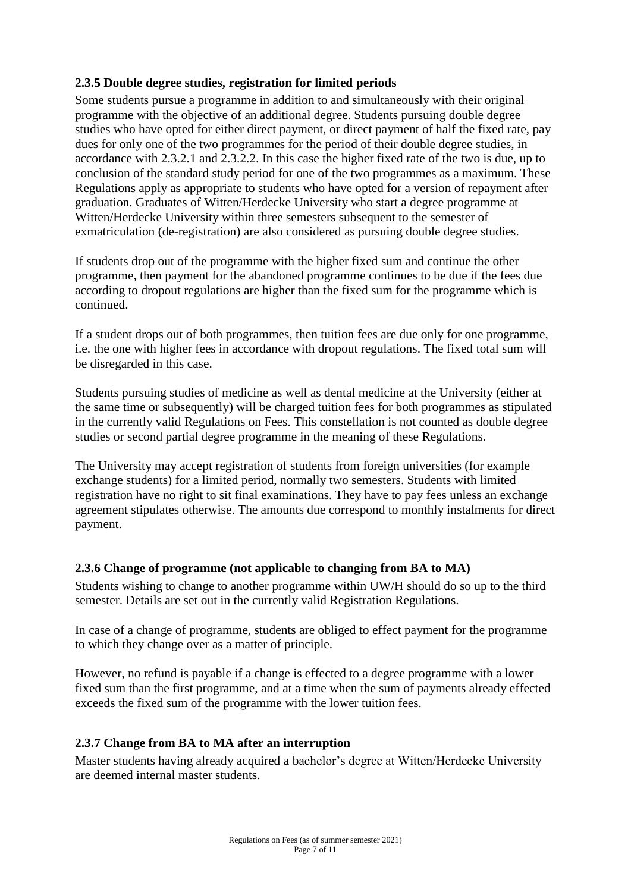### 2.3.5 Double degree studies, registration for limited periods

Some students pursue a programme in addition to and simultaneously with their original programme with the objective of an additional degree. Students pursuing double degree studies who have opted for either direct payment, or direct payment of half the fixed rate, pay dues for only one of the two programmes for the period of their double degree studies, in accordance with 2.3.2.1 and 2.3.2.2. In this case the higher fixed rate of the two is due, up to conclusion of the standard study period for one of the two programmes as a maximum. These Regulations apply as appropriate to students who have opted for a version of repayment after graduation. Graduates of Witten/Herdecke University who start a degree programme at Witten/Herdecke University within three semesters subsequent to the semester of exmatriculation (de-registration) are also considered as pursuing double degree studies.

If students drop out of the programme with the higher fixed sum and continue the other programme, then payment for the abandoned programme continues to be due if the fees due according to dropout regulations are higher than the fixed sum for the programme which is continued.

If a student drops out of both programmes, then tuition fees are due only for one programme, i.e. the one with higher fees in accordance with dropout regulations. The fixed total sum will be disregarded in this case.

Students pursuing studies of medicine as well as dental medicine at the University (either at the same time or subsequently) will be charged tuition fees for both programmes as stipulated in the currently valid Regulations on Fees. This constellation is not counted as double degree studies or second partial degree programme in the meaning of these Regulations.

The University may accept registration of students from foreign universities (for example exchange students) for a limited period, normally two semesters. Students with limited registration have no right to sit final examinations. They have to pay fees unless an exchange agreement stipulates otherwise. The amounts due correspond to monthly instalments for direct payment.

### 2.3.6 Change of programme (not applicable to changing from BA to MA)

Students wishing to change to another programme within UW/H should do so up to the third semester. Details are set out in the currently valid Registration Regulations.

In case of a change of programme, students are obliged to effect payment for the programme to which they change over as a matter of principle.

However, no refund is payable if a change is effected to a degree programme with a lower fixed sum than the first programme, and at a time when the sum of payments already effected exceeds the fixed sum of the programme with the lower tuition fees.

### 2.3.7 Change from BA to MA after an interruption

Master students having already acquired a bachelor's degree at Witten/Herdecke University are deemed internal master students.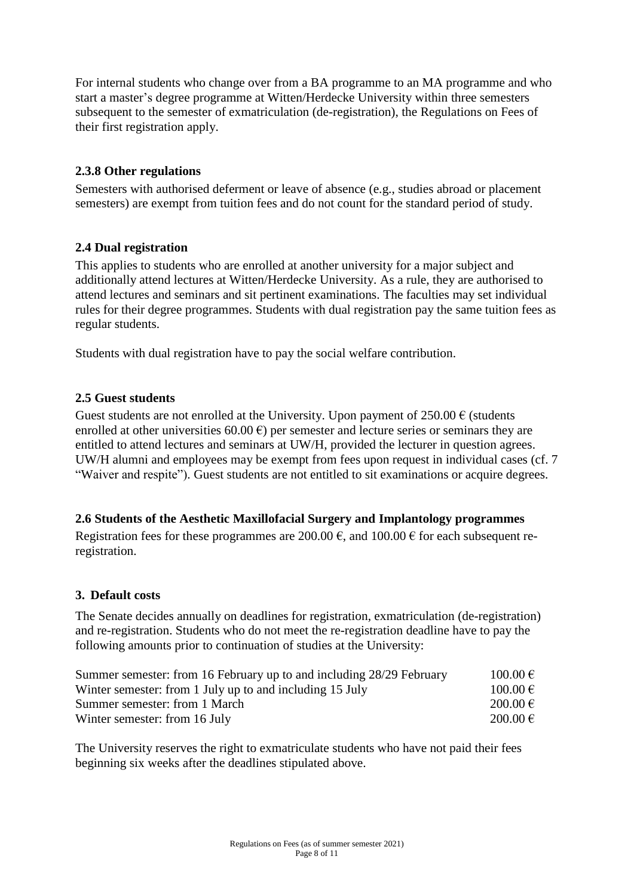For internal students who change over from a BA programme to an MA programme and who start a master's degree programme at Witten/Herdecke University within three semesters subsequent to the semester of exmatriculation (de-registration), the Regulations on Fees of their first registration apply.

### 2.3.8 Other regulations

Semesters with authorised deferment or leave of absence (e.g., studies abroad or placement semesters) are exempt from tuition fees and do not count for the standard period of study.

## 2.4 Dual registration

This applies to students who are enrolled at another university for a major subject and additionally attend lectures at Witten/Herdecke University. As a rule, they are authorised to attend lectures and seminars and sit pertinent examinations. The faculties may set individual rules for their degree programmes. Students with dual registration pay the same tuition fees as regular students.

Students with dual registration have to pay the social welfare contribution.

## 2.5 Guest students

Guest students are not enrolled at the University. Upon payment of 250.00 € (students enrolled at other universities 60.00 €) per semester and lecture series or seminars they are entitled to attend lectures and seminars at UW/H, provided the lecturer in question agrees. UW/H alumni and employees may be exempt from fees upon request in individual cases (cf. 7 "Waiver and respite"). Guest students are not entitled to sit examinations or acquire degrees.

## 2.6 Students of the Aesthetic Maxillofacial Surgery and Implantology programmes

Registration fees for these programmes are 200.00 €, and 100.00 € for each subsequent re-registration.

# 3. Default costs

The Senate decides annually on deadlines for registration, exmatriculation (de-registration) and re-registration. Students who do not meet the re-registration deadline have to pay the following amounts prior to continuation of studies at the University:

| | |
|---|---|
| Summer semester: from 16 February up to and including 28/29 February | 100.00 € |
| Winter semester: from 1 July up to and including 15 July | 100.00 € |
| Summer semester: from 1 March | 200.00 € |
| Winter semester: from 16 July | 200.00 € |

The University reserves the right to exmatriculate students who have not paid their fees beginning six weeks after the deadlines stipulated above.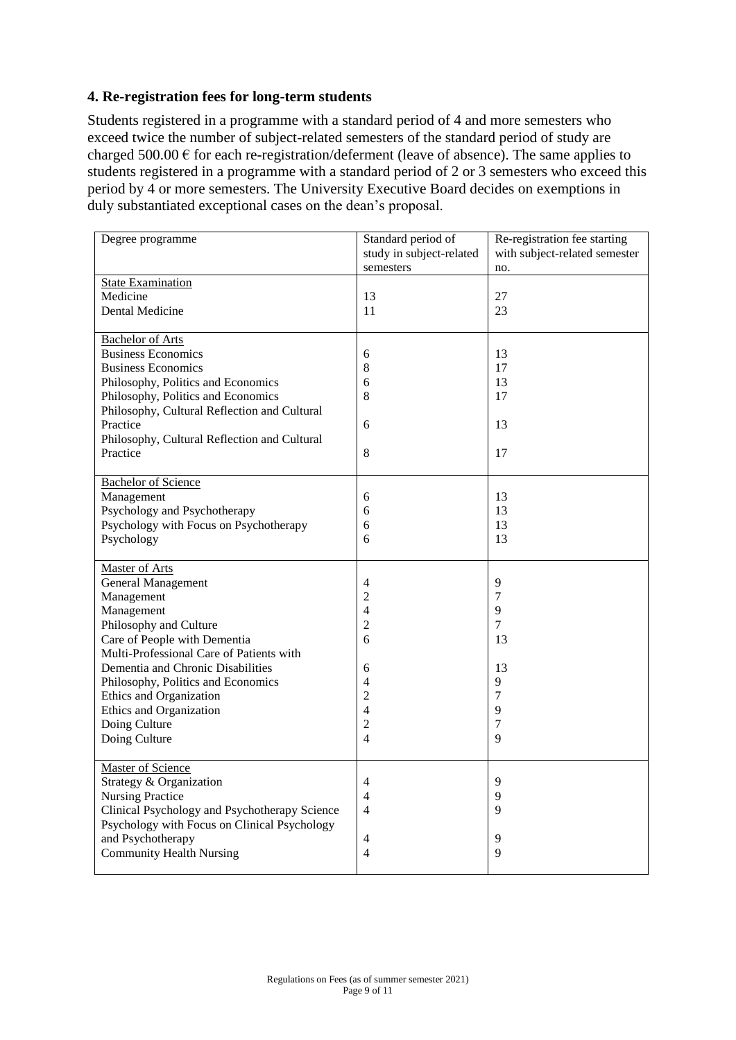## 4. Re-registration fees for long-term students

Students registered in a programme with a standard period of 4 and more semesters who exceed twice the number of subject-related semesters of the standard period of study are charged 500.00 € for each re-registration/deferment (leave of absence). The same applies to students registered in a programme with a standard period of 2 or 3 semesters who exceed this period by 4 or more semesters. The University Executive Board decides on exemptions in duly substantiated exceptional cases on the dean's proposal.

| Degree programme | Standard period of study in subject-related semesters | Re-registration fee starting with subject-related semester no. |
|---|---|---|
| State Examination | | |
| Medicine | 13 | 27 |
| Dental Medicine | 11 | 23 |
| Bachelor of Arts | | |
| Business Economics | 6 | 13 |
| Business Economics | 8 | 17 |
| Philosophy, Politics and Economics | 6 | 13 |
| Philosophy, Politics and Economics | 8 | 17 |
| Philosophy, Cultural Reflection and Cultural Practice | 6 | 13 |
| Philosophy, Cultural Reflection and Cultural Practice | 8 | 17 |
| Bachelor of Science | | |
| Management | 6 | 13 |
| Psychology and Psychotherapy | 6 | 13 |
| Psychology with Focus on Psychotherapy | 6 | 13 |
| Psychology | 6 | 13 |
| Master of Arts | | |
| General Management | 4 | 9 |
| Management | 2 | 7 |
| Management | 4 | 9 |
| Philosophy and Culture | 2 | 7 |
| Care of People with Dementia | 6 | 13 |
| Multi-Professional Care of Patients with Dementia and Chronic Disabilities | 6 | 13 |
| Philosophy, Politics and Economics | 4 | 9 |
| Ethics and Organization | 2 | 7 |
| Ethics and Organization | 4 | 9 |
| Doing Culture | 2 | 7 |
| Doing Culture | 4 | 9 |
| Master of Science | | |
| Strategy & Organization | 4 | 9 |
| Nursing Practice | 4 | 9 |
| Clinical Psychology and Psychotherapy Science | 4 | 9 |
| Psychology with Focus on Clinical Psychology and Psychotherapy | 4 | 9 |
| Community Health Nursing | 4 | 9 |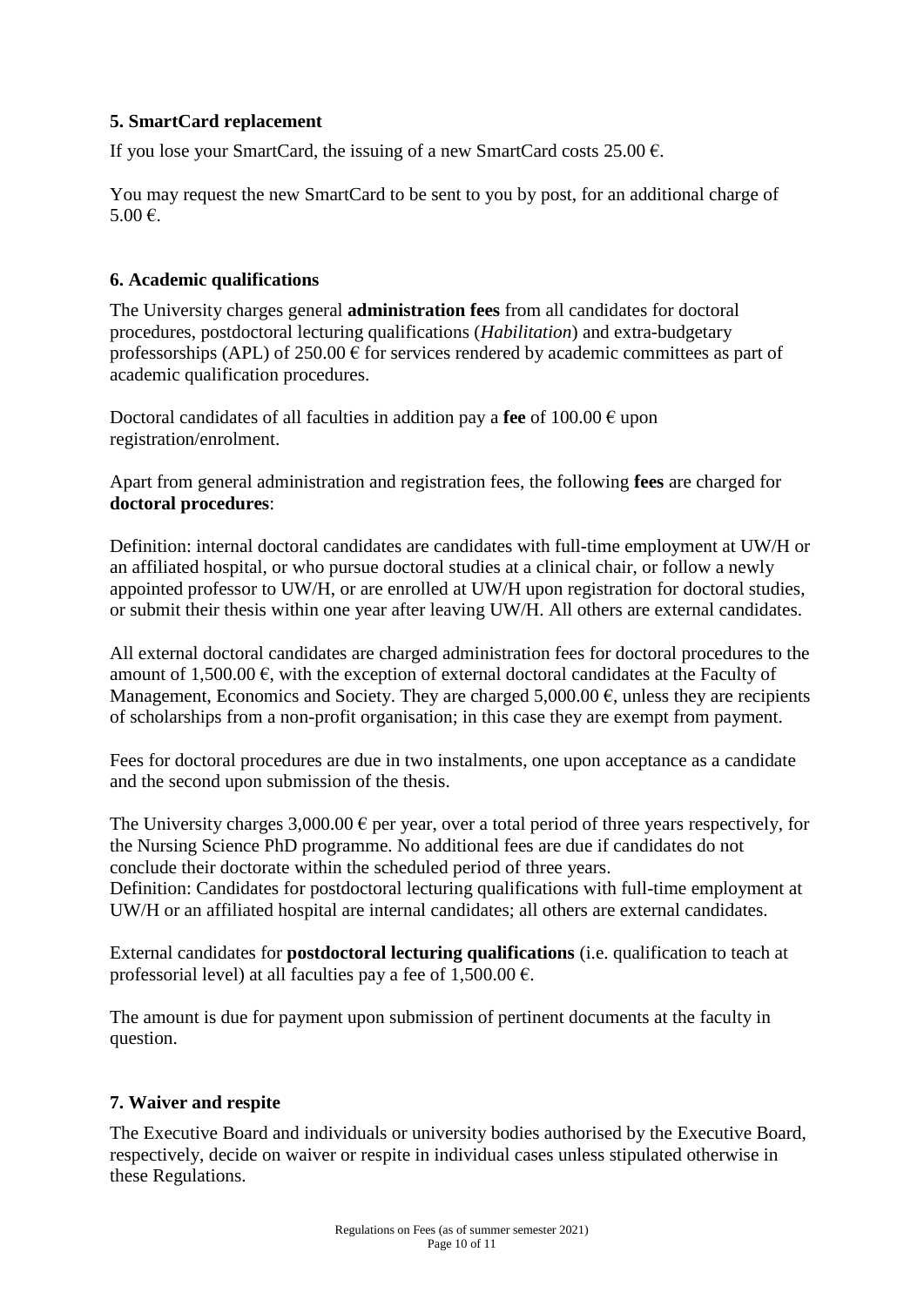### 5. SmartCard replacement

If you lose your SmartCard, the issuing of a new SmartCard costs 25.00 €.

You may request the new SmartCard to be sent to you by post, for an additional charge of 5.00 €.

### 6. Academic qualifications

The University charges general **administration fees** from all candidates for doctoral procedures, postdoctoral lecturing qualifications (*Habilitation*) and extra-budgetary professorships (APL) of 250.00 € for services rendered by academic committees as part of academic qualification procedures.

Doctoral candidates of all faculties in addition pay a **fee** of 100.00 € upon registration/enrolment.

Apart from general administration and registration fees, the following **fees** are charged for **doctoral procedures**:

Definition: internal doctoral candidates are candidates with full-time employment at UW/H or an affiliated hospital, or who pursue doctoral studies at a clinical chair, or follow a newly appointed professor to UW/H, or are enrolled at UW/H upon registration for doctoral studies, or submit their thesis within one year after leaving UW/H. All others are external candidates.

All external doctoral candidates are charged administration fees for doctoral procedures to the amount of 1,500.00 €, with the exception of external doctoral candidates at the Faculty of Management, Economics and Society. They are charged 5,000.00 €, unless they are recipients of scholarships from a non-profit organisation; in this case they are exempt from payment.

Fees for doctoral procedures are due in two instalments, one upon acceptance as a candidate and the second upon submission of the thesis.

The University charges 3,000.00 € per year, over a total period of three years respectively, for the Nursing Science PhD programme. No additional fees are due if candidates do not conclude their doctorate within the scheduled period of three years.
Definition: Candidates for postdoctoral lecturing qualifications with full-time employment at UW/H or an affiliated hospital are internal candidates; all others are external candidates.

External candidates for **postdoctoral lecturing qualifications** (i.e. qualification to teach at professorial level) at all faculties pay a fee of 1,500.00 €.

The amount is due for payment upon submission of pertinent documents at the faculty in question.

### 7. Waiver and respite

The Executive Board and individuals or university bodies authorised by the Executive Board, respectively, decide on waiver or respite in individual cases unless stipulated otherwise in these Regulations.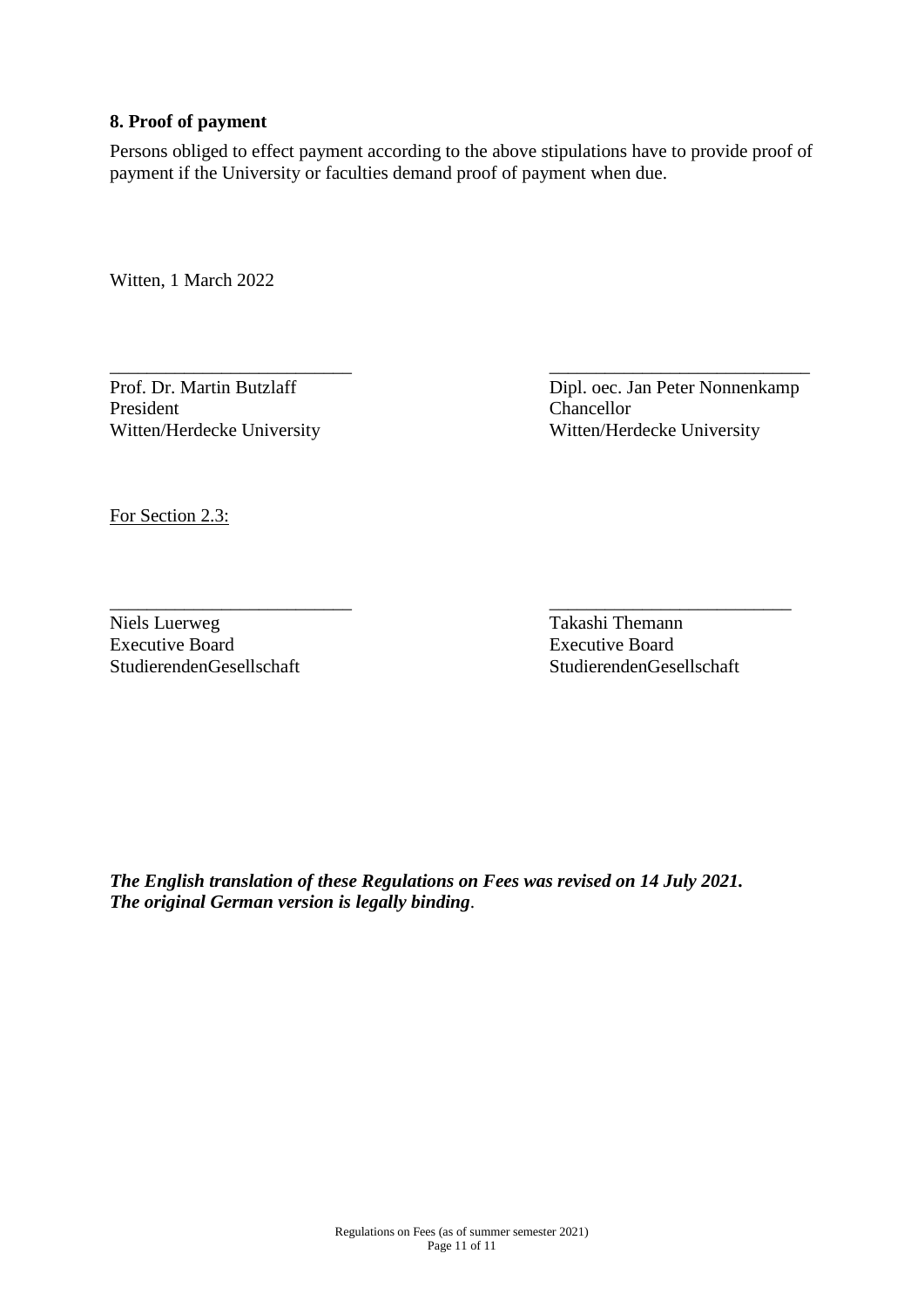**8. Proof of payment**

Persons obliged to effect payment according to the above stipulations have to provide proof of payment if the University or faculties demand proof of payment when due.

Witten, 1 March 2022

\_\_\_\_\_\_\_\_\_\_\_\_\_\_\_\_\_\_\_\_\_\_\_\_\_\_

Prof. Dr. Martin Butzlaff
President
Witten/Herdecke University

\_\_\_\_\_\_\_\_\_\_\_\_\_\_\_\_\_\_\_\_\_\_\_\_\_\_

Dipl. oec. Jan Peter Nonnenkamp
Chancellor
Witten/Herdecke University

<u>For Section 2.3:</u>

\_\_\_\_\_\_\_\_\_\_\_\_\_\_\_\_\_\_\_\_\_\_\_\_\_\_

Niels Luerweg
Executive Board
StudierendenGesellschaft

\_\_\_\_\_\_\_\_\_\_\_\_\_\_\_\_\_\_\_\_\_\_\_\_\_\_

Takashi Themann
Executive Board
StudierendenGesellschaft

***The English translation of these Regulations on Fees was revised on 14 July 2021. The original German version is legally binding***.